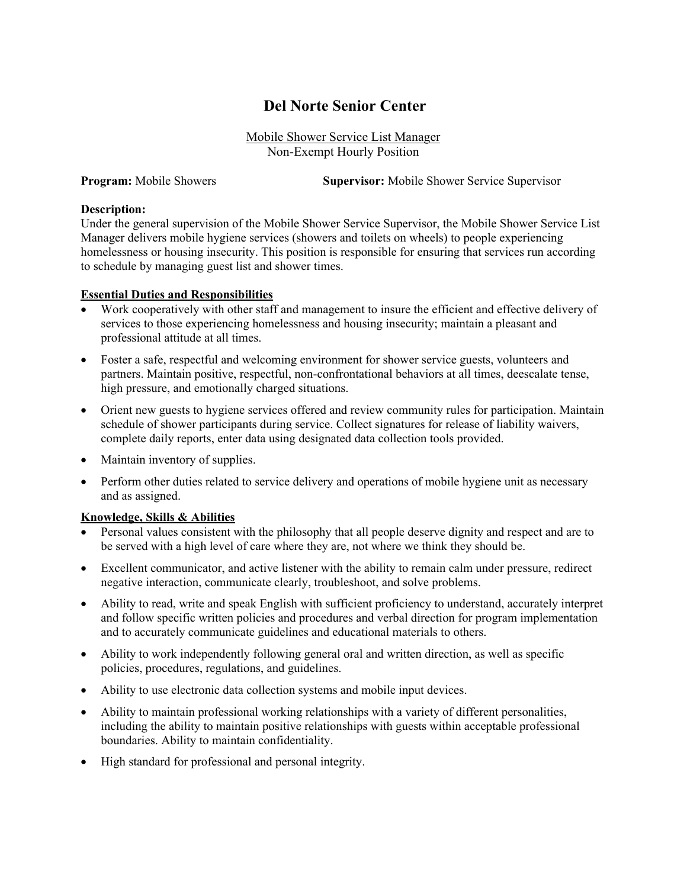# Del Norte Senior Center

Mobile Shower Service List Manager
Non-Exempt Hourly Position

**Program:** Mobile Showers **Supervisor:** Mobile Shower Service Supervisor

**Description:**
Under the general supervision of the Mobile Shower Service Supervisor, the Mobile Shower Service List Manager delivers mobile hygiene services (showers and toilets on wheels) to people experiencing homelessness or housing insecurity. This position is responsible for ensuring that services run according to schedule by managing guest list and shower times.

**Essential Duties and Responsibilities**

- Work cooperatively with other staff and management to insure the efficient and effective delivery of services to those experiencing homelessness and housing insecurity; maintain a pleasant and professional attitude at all times.
- Foster a safe, respectful and welcoming environment for shower service guests, volunteers and partners. Maintain positive, respectful, non-confrontational behaviors at all times, deescalate tense, high pressure, and emotionally charged situations.
- Orient new guests to hygiene services offered and review community rules for participation. Maintain schedule of shower participants during service. Collect signatures for release of liability waivers, complete daily reports, enter data using designated data collection tools provided.
- Maintain inventory of supplies.
- Perform other duties related to service delivery and operations of mobile hygiene unit as necessary and as assigned.

**Knowledge, Skills & Abilities**

- Personal values consistent with the philosophy that all people deserve dignity and respect and are to be served with a high level of care where they are, not where we think they should be.
- Excellent communicator, and active listener with the ability to remain calm under pressure, redirect negative interaction, communicate clearly, troubleshoot, and solve problems.
- Ability to read, write and speak English with sufficient proficiency to understand, accurately interpret and follow specific written policies and procedures and verbal direction for program implementation and to accurately communicate guidelines and educational materials to others.
- Ability to work independently following general oral and written direction, as well as specific policies, procedures, regulations, and guidelines.
- Ability to use electronic data collection systems and mobile input devices.
- Ability to maintain professional working relationships with a variety of different personalities, including the ability to maintain positive relationships with guests within acceptable professional boundaries. Ability to maintain confidentiality.
- High standard for professional and personal integrity.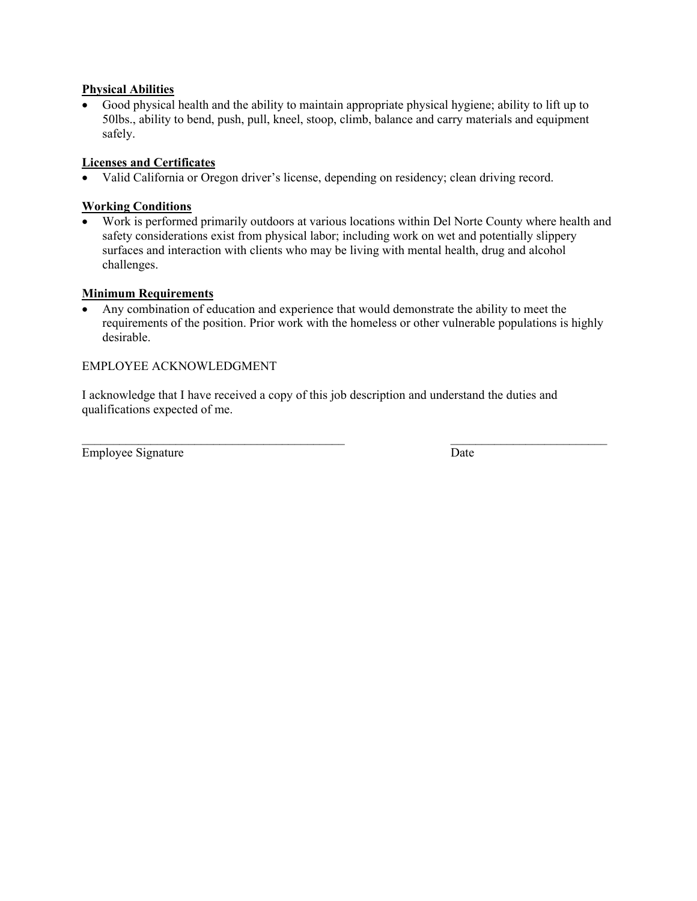**Physical Abilities**

- Good physical health and the ability to maintain appropriate physical hygiene; ability to lift up to 50lbs., ability to bend, push, pull, kneel, stoop, climb, balance and carry materials and equipment safely.

**Licenses and Certificates**

- Valid California or Oregon driver's license, depending on residency; clean driving record.

**Working Conditions**

- Work is performed primarily outdoors at various locations within Del Norte County where health and safety considerations exist from physical labor; including work on wet and potentially slippery surfaces and interaction with clients who may be living with mental health, drug and alcohol challenges.

**Minimum Requirements**

- Any combination of education and experience that would demonstrate the ability to meet the requirements of the position. Prior work with the homeless or other vulnerable populations is highly desirable.

EMPLOYEE ACKNOWLEDGMENT

I acknowledge that I have received a copy of this job description and understand the duties and qualifications expected of me.

____________________________________________ ___________________________

Employee Signature Date